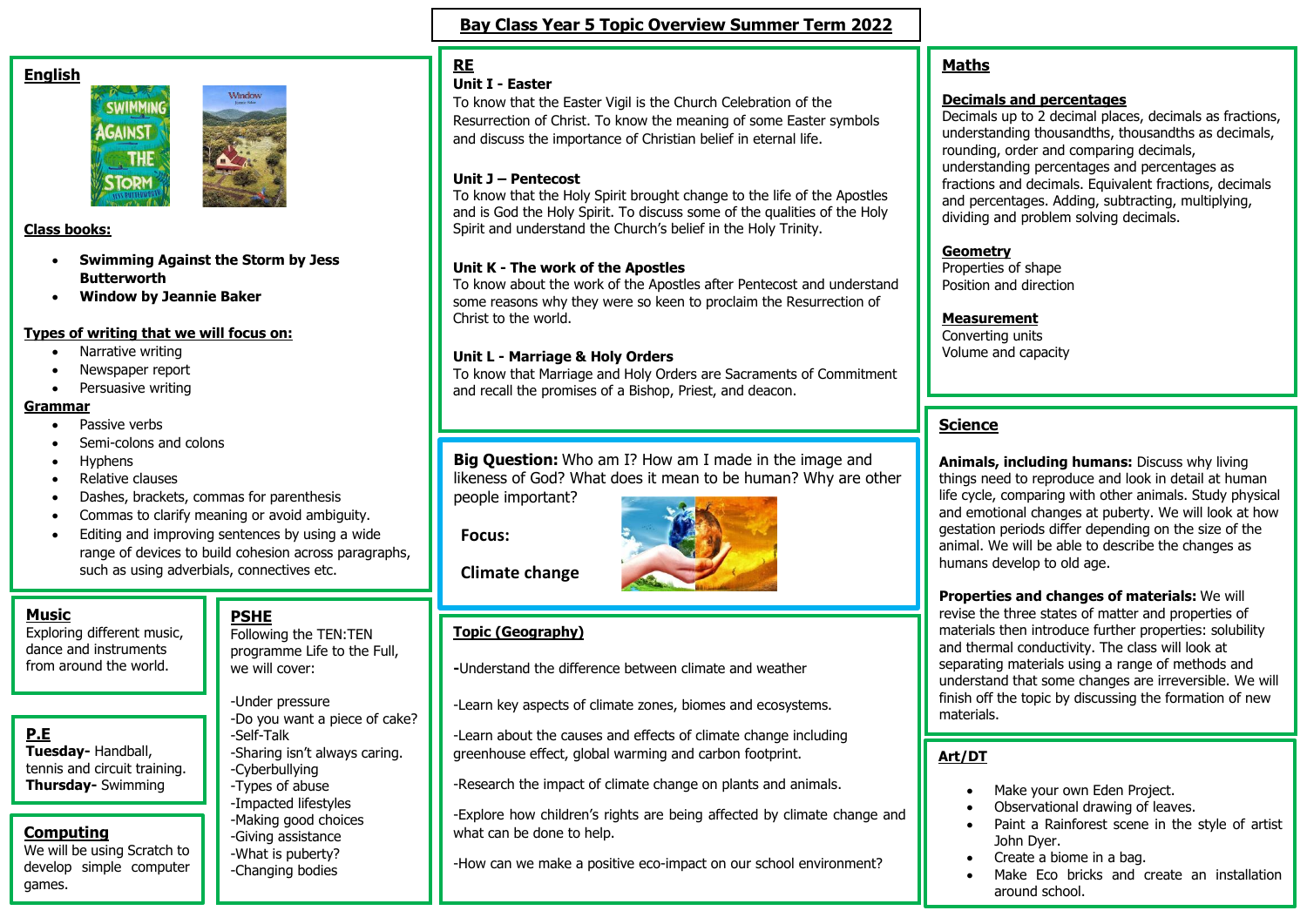# Bay Class Year 5 Topic Overview Summer Term 2022

## English

**Class books:**

- **Swimming Against the Storm by Jess Butterworth**
- **Window by Jeannie Baker**

**Types of writing that we will focus on:**

- Narrative writing
- Newspaper report
- Persuasive writing

**Grammar**

- Passive verbs
- Semi-colons and colons
- Hyphens
- Relative clauses
- Dashes, brackets, commas for parenthesis
- Commas to clarify meaning or avoid ambiguity.
- Editing and improving sentences by using a wide range of devices to build cohesion across paragraphs, such as using adverbials, connectives etc.

## Music

Exploring different music, dance and instruments from around the world.

## P.E

**Tuesday-** Handball, tennis and circuit training.
**Thursday-** Swimming

## Computing

We will be using Scratch to develop simple computer games.

## PSHE

Following the TEN:TEN programme Life to the Full, we will cover:

-Under pressure
-Do you want a piece of cake?
-Self-Talk
-Sharing isn't always caring.
-Cyberbullying
-Types of abuse
-Impacted lifestyles
-Making good choices
-Giving assistance
-What is puberty?
-Changing bodies

## RE

**Unit I - Easter**
To know that the Easter Vigil is the Church Celebration of the Resurrection of Christ. To know the meaning of some Easter symbols and discuss the importance of Christian belief in eternal life.

**Unit J – Pentecost**
To know that the Holy Spirit brought change to the life of the Apostles and is God the Holy Spirit. To discuss some of the qualities of the Holy Spirit and understand the Church's belief in the Holy Trinity.

**Unit K - The work of the Apostles**
To know about the work of the Apostles after Pentecost and understand some reasons why they were so keen to proclaim the Resurrection of Christ to the world.

**Unit L - Marriage & Holy Orders**
To know that Marriage and Holy Orders are Sacraments of Commitment and recall the promises of a Bishop, Priest, and deacon.

**Big Question:** Who am I? How am I made in the image and likeness of God? What does it mean to be human? Why are other people important?

**Focus:**

**Climate change**

## Topic (Geography)

-Understand the difference between climate and weather

-Learn key aspects of climate zones, biomes and ecosystems.

-Learn about the causes and effects of climate change including greenhouse effect, global warming and carbon footprint.

-Research the impact of climate change on plants and animals.

-Explore how children's rights are being affected by climate change and what can be done to help.

-How can we make a positive eco-impact on our school environment?

## Maths

**Decimals and percentages**
Decimals up to 2 decimal places, decimals as fractions, understanding thousandths, thousandths as decimals, rounding, order and comparing decimals, understanding percentages and percentages as fractions and decimals. Equivalent fractions, decimals and percentages. Adding, subtracting, multiplying, dividing and problem solving decimals.

**Geometry**
Properties of shape
Position and direction

**Measurement**
Converting units
Volume and capacity

## Science

**Animals, including humans:** Discuss why living things need to reproduce and look in detail at human life cycle, comparing with other animals. Study physical and emotional changes at puberty. We will look at how gestation periods differ depending on the size of the animal. We will be able to describe the changes as humans develop to old age.

**Properties and changes of materials:** We will revise the three states of matter and properties of materials then introduce further properties: solubility and thermal conductivity. The class will look at separating materials using a range of methods and understand that some changes are irreversible. We will finish off the topic by discussing the formation of new materials.

## Art/DT

- Make your own Eden Project.
- Observational drawing of leaves.
- Paint a Rainforest scene in the style of artist John Dyer.
- Create a biome in a bag.
- Make Eco bricks and create an installation around school.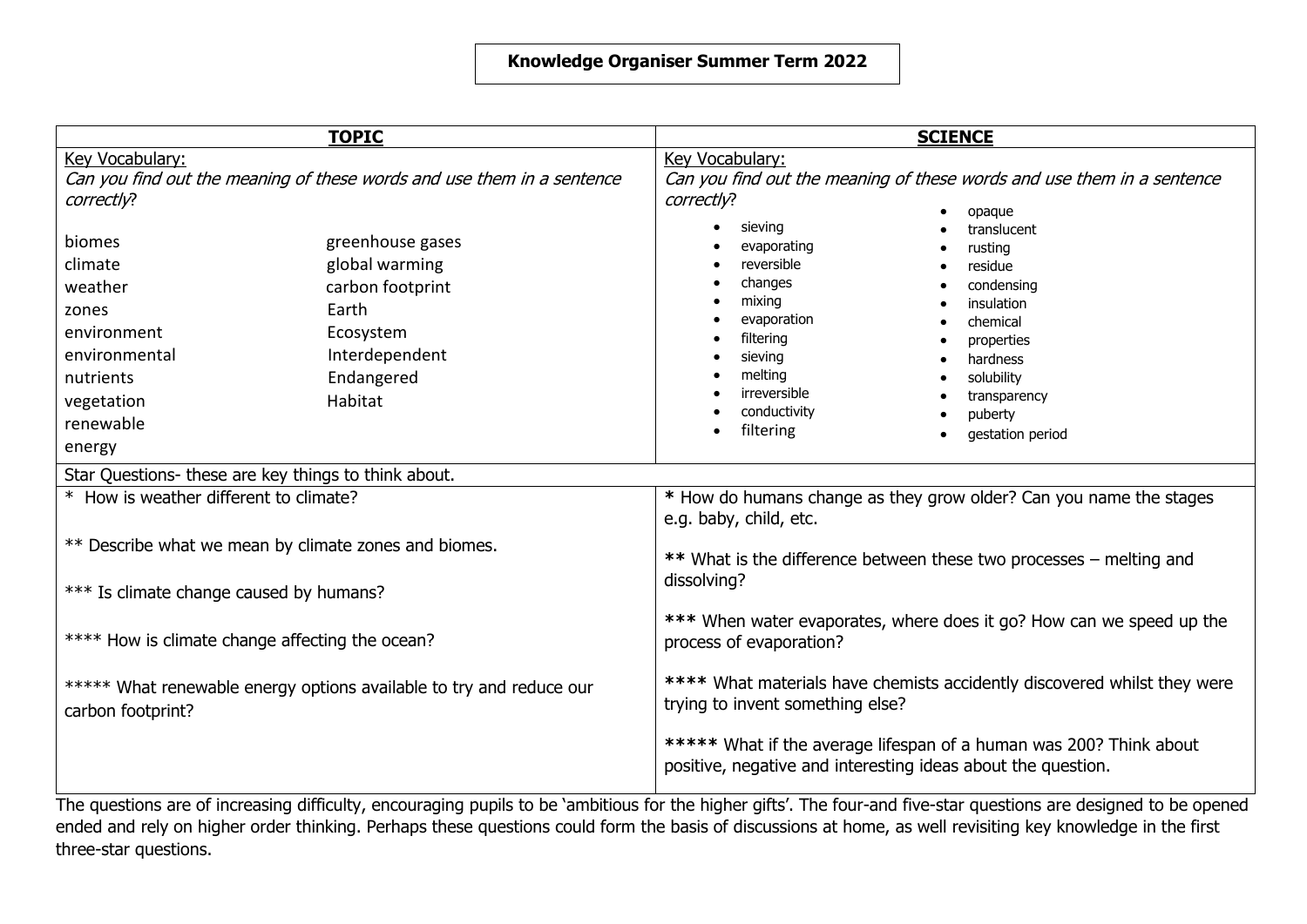**Knowledge Organiser Summer Term 2022**

| TOPIC | SCIENCE |
|---|---|
| Key Vocabulary:<br>*Can you find out the meaning of these words and use them in a sentence correctly?*<br><br>biomes, climate, weather, zones, environment, environmental, nutrients, vegetation, renewable, energy, greenhouse gases, global warming, carbon footprint, Earth, Ecosystem, Interdependent, Endangered, Habitat | Key Vocabulary:<br>*Can you find out the meaning of these words and use them in a sentence correctly?*<br><br>• sieving<br>• evaporating<br>• reversible<br>• changes<br>• mixing<br>• evaporation<br>• filtering<br>• sieving<br>• melting<br>• irreversible<br>• conductivity<br>• filtering<br>• opaque<br>• translucent<br>• rusting<br>• residue<br>• condensing<br>• insulation<br>• chemical<br>• properties<br>• hardness<br>• solubility<br>• transparency<br>• puberty<br>• gestation period |
| Star Questions- these are key things to think about. | |
| * How is weather different to climate?<br><br>** Describe what we mean by climate zones and biomes.<br><br>*** Is climate change caused by humans?<br><br>**** How is climate change affecting the ocean?<br><br>***** What renewable energy options available to try and reduce our carbon footprint? | * How do humans change as they grow older? Can you name the stages e.g. baby, child, etc.<br><br>** What is the difference between these two processes – melting and dissolving?<br><br>*** When water evaporates, where does it go? How can we speed up the process of evaporation?<br><br>**** What materials have chemists accidently discovered whilst they were trying to invent something else?<br><br>***** What if the average lifespan of a human was 200? Think about positive, negative and interesting ideas about the question. |

The questions are of increasing difficulty, encouraging pupils to be 'ambitious for the higher gifts'. The four-and five-star questions are designed to be opened ended and rely on higher order thinking. Perhaps these questions could form the basis of discussions at home, as well revisiting key knowledge in the first three-star questions.